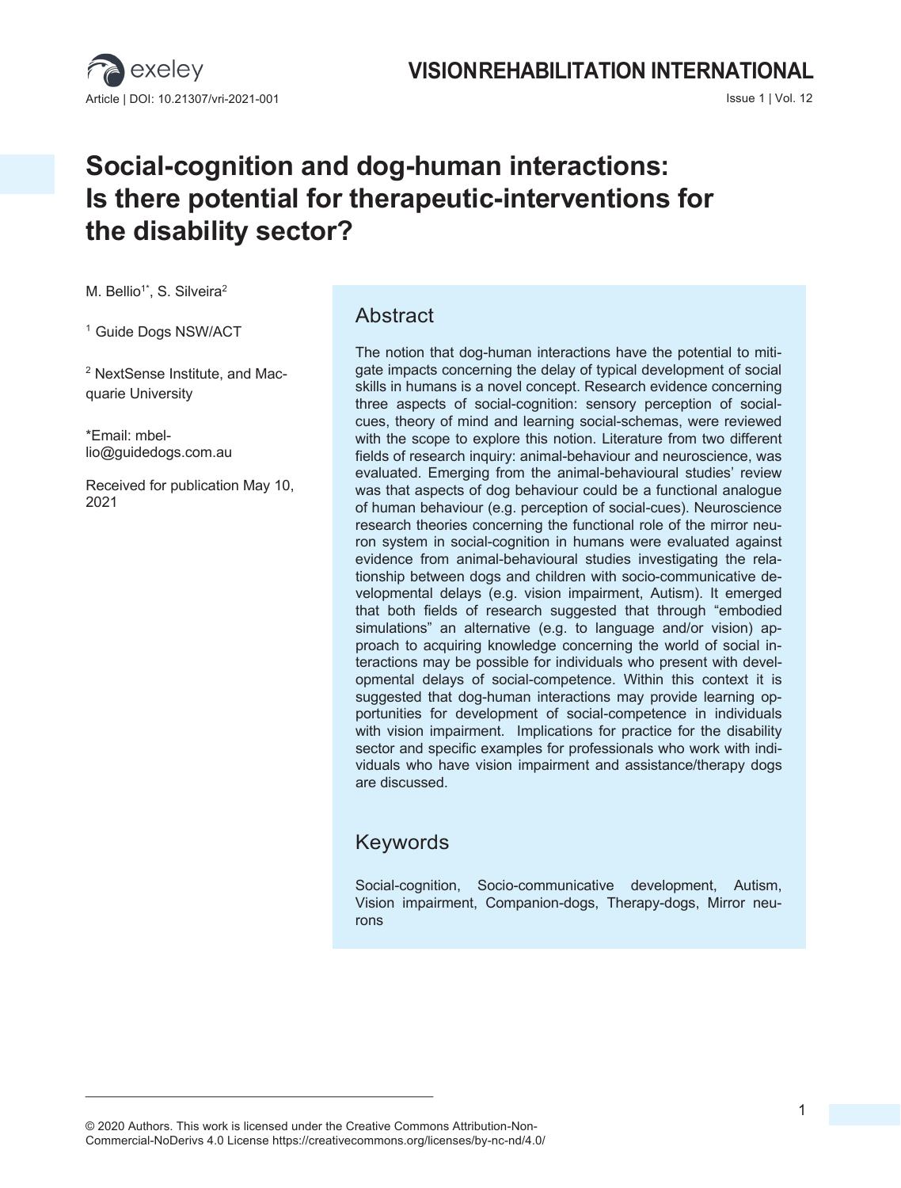# Social-cognition and dog-human interactions: Is there potential for therapeutic-interventions for the disability sector?

M. Bellio[1*], S. Silveira[2]

[1] Guide Dogs NSW/ACT

[2] NextSense Institute, and Macquarie University

*Email: mbellio@guidedogs.com.au

Received for publication May 10, 2021

## Abstract

The notion that dog-human interactions have the potential to mitigate impacts concerning the delay of typical development of social skills in humans is a novel concept. Research evidence concerning three aspects of social-cognition: sensory perception of social-cues, theory of mind and learning social-schemas, were reviewed with the scope to explore this notion. Literature from two different fields of research inquiry: animal-behaviour and neuroscience, was evaluated. Emerging from the animal-behavioural studies' review was that aspects of dog behaviour could be a functional analogue of human behaviour (e.g. perception of social-cues). Neuroscience research theories concerning the functional role of the mirror neuron system in social-cognition in humans were evaluated against evidence from animal-behavioural studies investigating the relationship between dogs and children with socio-communicative developmental delays (e.g. vision impairment, Autism). It emerged that both fields of research suggested that through "embodied simulations" an alternative (e.g. to language and/or vision) approach to acquiring knowledge concerning the world of social interactions may be possible for individuals who present with developmental delays of social-competence. Within this context it is suggested that dog-human interactions may provide learning opportunities for development of social-competence in individuals with vision impairment. Implications for practice for the disability sector and specific examples for professionals who work with individuals who have vision impairment and assistance/therapy dogs are discussed.

## Keywords

Social-cognition, Socio-communicative development, Autism, Vision impairment, Companion-dogs, Therapy-dogs, Mirror neurons

© 2020 Authors. This work is licensed under the Creative Commons Attribution-Non-Commercial-NoDerivs 4.0 License https://creativecommons.org/licenses/by-nc-nd/4.0/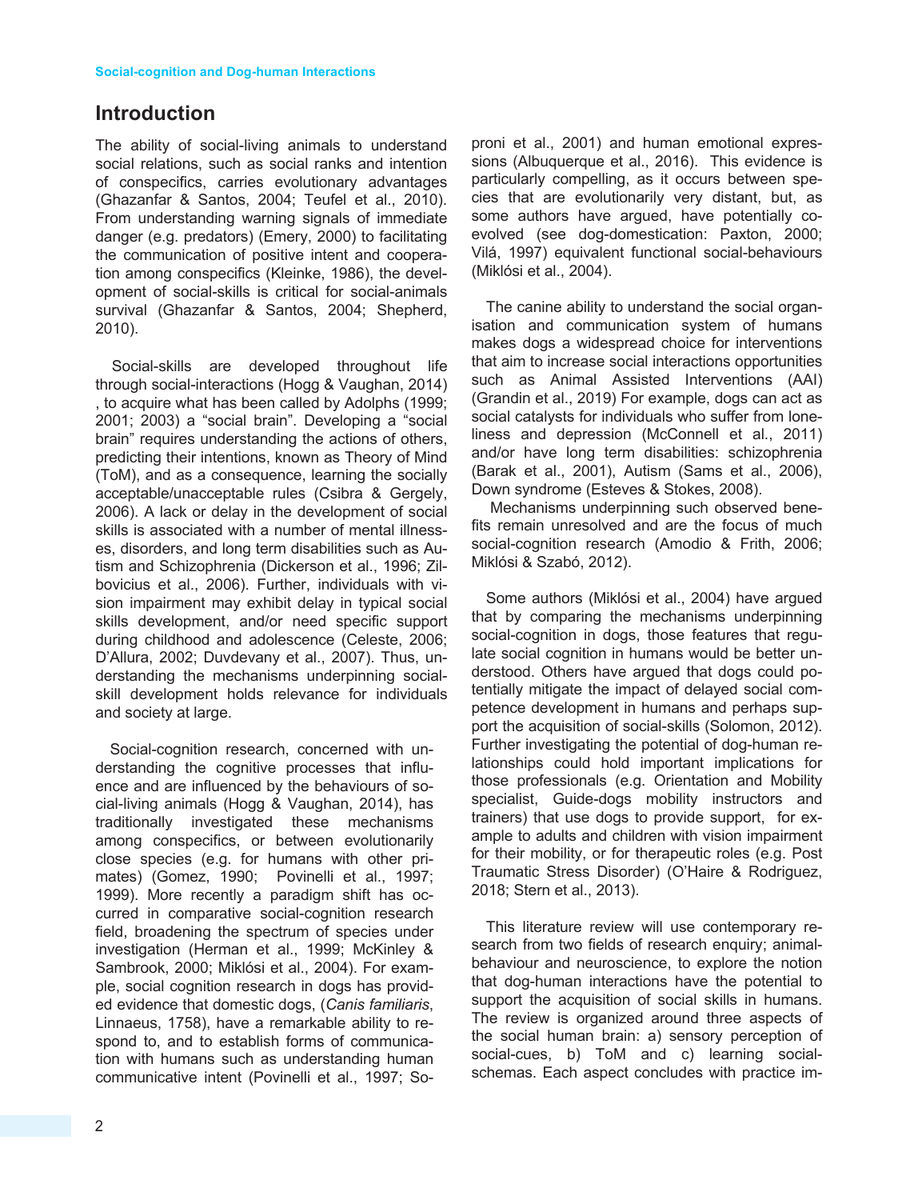## Introduction

The ability of social-living animals to understand social relations, such as social ranks and intention of conspecifics, carries evolutionary advantages (Ghazanfar & Santos, 2004; Teufel et al., 2010). From understanding warning signals of immediate danger (e.g. predators) (Emery, 2000) to facilitating the communication of positive intent and cooperation among conspecifics (Kleinke, 1986), the development of social-skills is critical for social-animals survival (Ghazanfar & Santos, 2004; Shepherd, 2010).

Social-skills are developed throughout life through social-interactions (Hogg & Vaughan, 2014) , to acquire what has been called by Adolphs (1999; 2001; 2003) a "social brain". Developing a "social brain" requires understanding the actions of others, predicting their intentions, known as Theory of Mind (ToM), and as a consequence, learning the socially acceptable/unacceptable rules (Csibra & Gergely, 2006). A lack or delay in the development of social skills is associated with a number of mental illnesses, disorders, and long term disabilities such as Autism and Schizophrenia (Dickerson et al., 1996; Zilbovicius et al., 2006). Further, individuals with vision impairment may exhibit delay in typical social skills development, and/or need specific support during childhood and adolescence (Celeste, 2006; D'Allura, 2002; Duvdevany et al., 2007). Thus, understanding the mechanisms underpinning social-skill development holds relevance for individuals and society at large.

Social-cognition research, concerned with understanding the cognitive processes that influence and are influenced by the behaviours of social-living animals (Hogg & Vaughan, 2014), has traditionally investigated these mechanisms among conspecifics, or between evolutionarily close species (e.g. for humans with other primates) (Gomez, 1990; Povinelli et al., 1997; 1999). More recently a paradigm shift has occurred in comparative social-cognition research field, broadening the spectrum of species under investigation (Herman et al., 1999; McKinley & Sambrook, 2000; Miklósi et al., 2004). For example, social cognition research in dogs has provided evidence that domestic dogs, (*Canis familiaris*, Linnaeus, 1758), have a remarkable ability to respond to, and to establish forms of communication with humans such as understanding human communicative intent (Povinelli et al., 1997; Soproni et al., 2001) and human emotional expressions (Albuquerque et al., 2016). This evidence is particularly compelling, as it occurs between species that are evolutionarily very distant, but, as some authors have argued, have potentially co-evolved (see dog-domestication: Paxton, 2000; Vilá, 1997) equivalent functional social-behaviours (Miklósi et al., 2004).

The canine ability to understand the social organisation and communication system of humans makes dogs a widespread choice for interventions that aim to increase social interactions opportunities such as Animal Assisted Interventions (AAI) (Grandin et al., 2019) For example, dogs can act as social catalysts for individuals who suffer from loneliness and depression (McConnell et al., 2011) and/or have long term disabilities: schizophrenia (Barak et al., 2001), Autism (Sams et al., 2006), Down syndrome (Esteves & Stokes, 2008).

Mechanisms underpinning such observed benefits remain unresolved and are the focus of much social-cognition research (Amodio & Frith, 2006; Miklósi & Szabó, 2012).

Some authors (Miklósi et al., 2004) have argued that by comparing the mechanisms underpinning social-cognition in dogs, those features that regulate social cognition in humans would be better understood. Others have argued that dogs could potentially mitigate the impact of delayed social competence development in humans and perhaps support the acquisition of social-skills (Solomon, 2012). Further investigating the potential of dog-human relationships could hold important implications for those professionals (e.g. Orientation and Mobility specialist, Guide-dogs mobility instructors and trainers) that use dogs to provide support, for example to adults and children with vision impairment for their mobility, or for therapeutic roles (e.g. Post Traumatic Stress Disorder) (O'Haire & Rodriguez, 2018; Stern et al., 2013).

This literature review will use contemporary research from two fields of research enquiry; animal-behaviour and neuroscience, to explore the notion that dog-human interactions have the potential to support the acquisition of social skills in humans. The review is organized around three aspects of the social human brain: a) sensory perception of social-cues, b) ToM and c) learning social-schemas. Each aspect concludes with practice im-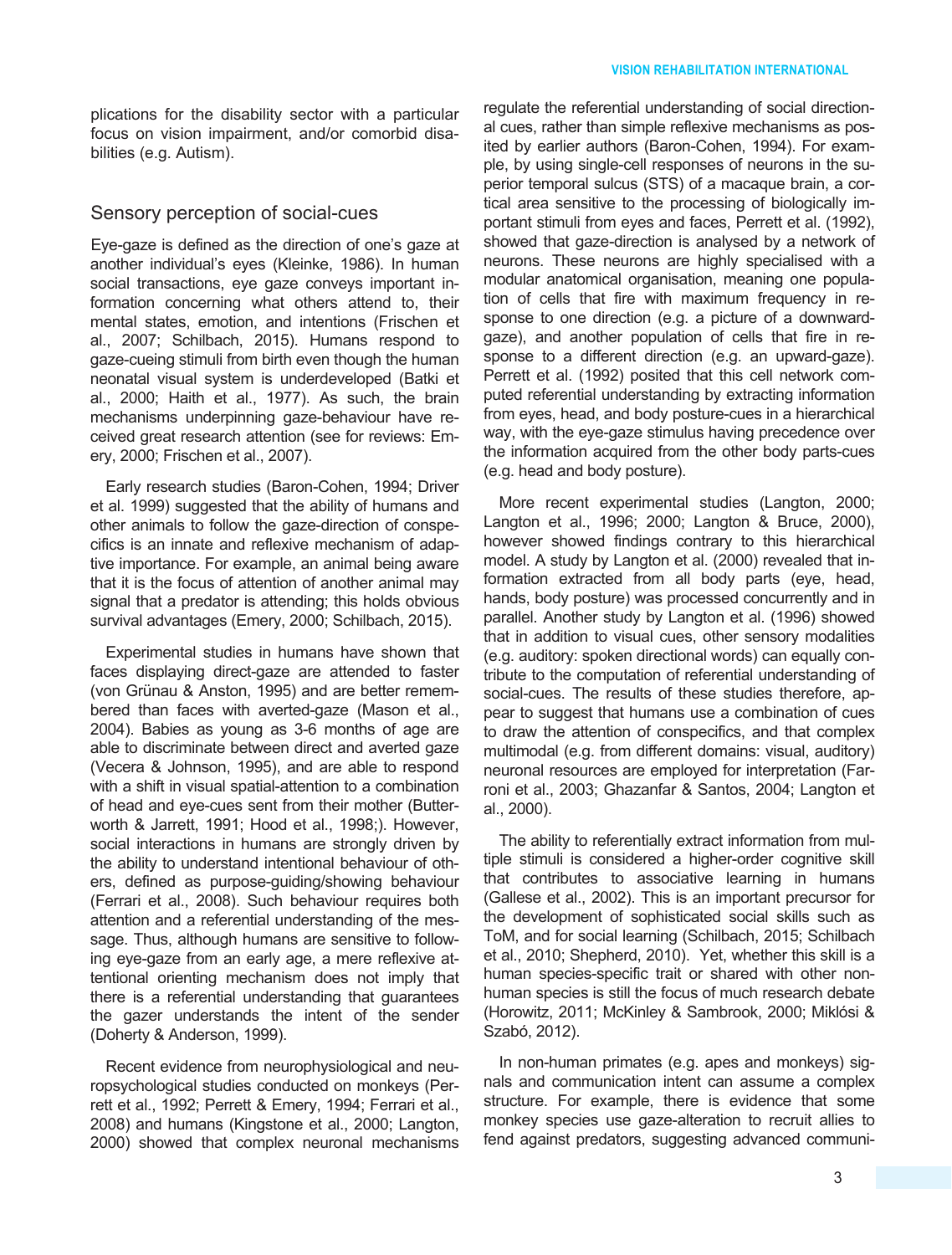plications for the disability sector with a particular focus on vision impairment, and/or comorbid disabilities (e.g. Autism).

## Sensory perception of social-cues

Eye-gaze is defined as the direction of one's gaze at another individual's eyes (Kleinke, 1986). In human social transactions, eye gaze conveys important information concerning what others attend to, their mental states, emotion, and intentions (Frischen et al., 2007; Schilbach, 2015). Humans respond to gaze-cueing stimuli from birth even though the human neonatal visual system is underdeveloped (Batki et al., 2000; Haith et al., 1977). As such, the brain mechanisms underpinning gaze-behaviour have received great research attention (see for reviews: Emery, 2000; Frischen et al., 2007).

Early research studies (Baron-Cohen, 1994; Driver et al. 1999) suggested that the ability of humans and other animals to follow the gaze-direction of conspecifics is an innate and reflexive mechanism of adaptive importance. For example, an animal being aware that it is the focus of attention of another animal may signal that a predator is attending; this holds obvious survival advantages (Emery, 2000; Schilbach, 2015).

Experimental studies in humans have shown that faces displaying direct-gaze are attended to faster (von Grünau & Anston, 1995) and are better remembered than faces with averted-gaze (Mason et al., 2004). Babies as young as 3-6 months of age are able to discriminate between direct and averted gaze (Vecera & Johnson, 1995), and are able to respond with a shift in visual spatial-attention to a combination of head and eye-cues sent from their mother (Butterworth & Jarrett, 1991; Hood et al., 1998;). However, social interactions in humans are strongly driven by the ability to understand intentional behaviour of others, defined as purpose-guiding/showing behaviour (Ferrari et al., 2008). Such behaviour requires both attention and a referential understanding of the message. Thus, although humans are sensitive to following eye-gaze from an early age, a mere reflexive attentional orienting mechanism does not imply that there is a referential understanding that guarantees the gazer understands the intent of the sender (Doherty & Anderson, 1999).

Recent evidence from neurophysiological and neuropsychological studies conducted on monkeys (Perrett et al., 1992; Perrett & Emery, 1994; Ferrari et al., 2008) and humans (Kingstone et al., 2000; Langton, 2000) showed that complex neuronal mechanisms regulate the referential understanding of social directional cues, rather than simple reflexive mechanisms as posited by earlier authors (Baron-Cohen, 1994). For example, by using single-cell responses of neurons in the superior temporal sulcus (STS) of a macaque brain, a cortical area sensitive to the processing of biologically important stimuli from eyes and faces, Perrett et al. (1992), showed that gaze-direction is analysed by a network of neurons. These neurons are highly specialised with a modular anatomical organisation, meaning one population of cells that fire with maximum frequency in response to one direction (e.g. a picture of a downward-gaze), and another population of cells that fire in response to a different direction (e.g. an upward-gaze). Perrett et al. (1992) posited that this cell network computed referential understanding by extracting information from eyes, head, and body posture-cues in a hierarchical way, with the eye-gaze stimulus having precedence over the information acquired from the other body parts-cues (e.g. head and body posture).

More recent experimental studies (Langton, 2000; Langton et al., 1996; 2000; Langton & Bruce, 2000), however showed findings contrary to this hierarchical model. A study by Langton et al. (2000) revealed that information extracted from all body parts (eye, head, hands, body posture) was processed concurrently and in parallel. Another study by Langton et al. (1996) showed that in addition to visual cues, other sensory modalities (e.g. auditory: spoken directional words) can equally contribute to the computation of referential understanding of social-cues. The results of these studies therefore, appear to suggest that humans use a combination of cues to draw the attention of conspecifics, and that complex multimodal (e.g. from different domains: visual, auditory) neuronal resources are employed for interpretation (Farroni et al., 2003; Ghazanfar & Santos, 2004; Langton et al., 2000).

The ability to referentially extract information from multiple stimuli is considered a higher-order cognitive skill that contributes to associative learning in humans (Gallese et al., 2002). This is an important precursor for the development of sophisticated social skills such as ToM, and for social learning (Schilbach, 2015; Schilbach et al., 2010; Shepherd, 2010). Yet, whether this skill is a human species-specific trait or shared with other non-human species is still the focus of much research debate (Horowitz, 2011; McKinley & Sambrook, 2000; Miklósi & Szabó, 2012).

In non-human primates (e.g. apes and monkeys) signals and communication intent can assume a complex structure. For example, there is evidence that some monkey species use gaze-alteration to recruit allies to fend against predators, suggesting advanced communi-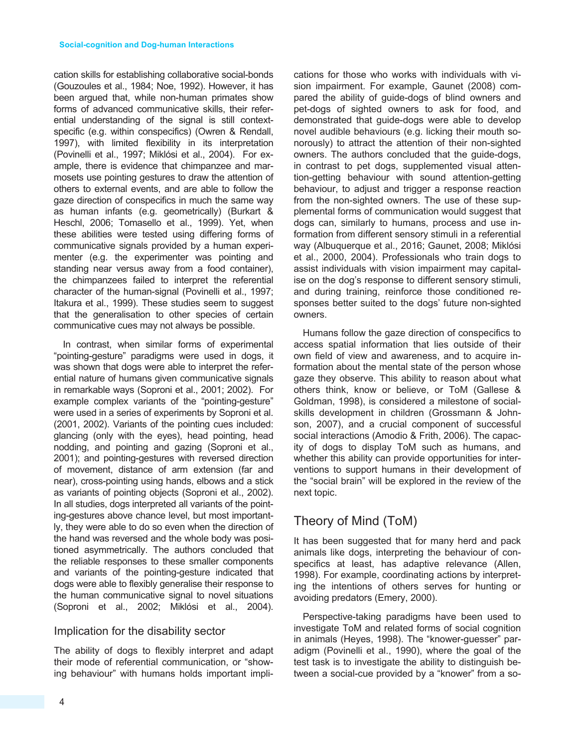cation skills for establishing collaborative social-bonds (Gouzoules et al., 1984; Noe, 1992). However, it has been argued that, while non-human primates show forms of advanced communicative skills, their referential understanding of the signal is still context-specific (e.g. within conspecifics) (Owren & Rendall, 1997), with limited flexibility in its interpretation (Povinelli et al., 1997; Miklósi et al., 2004). For example, there is evidence that chimpanzee and marmosets use pointing gestures to draw the attention of others to external events, and are able to follow the gaze direction of conspecifics in much the same way as human infants (e.g. geometrically) (Burkart & Heschl, 2006; Tomasello et al., 1999). Yet, when these abilities were tested using differing forms of communicative signals provided by a human experimenter (e.g. the experimenter was pointing and standing near versus away from a food container), the chimpanzees failed to interpret the referential character of the human-signal (Povinelli et al., 1997; Itakura et al., 1999). These studies seem to suggest that the generalisation to other species of certain communicative cues may not always be possible.

In contrast, when similar forms of experimental "pointing-gesture" paradigms were used in dogs, it was shown that dogs were able to interpret the referential nature of humans given communicative signals in remarkable ways (Soproni et al., 2001; 2002). For example complex variants of the "pointing-gesture" were used in a series of experiments by Soproni et al. (2001, 2002). Variants of the pointing cues included: glancing (only with the eyes), head pointing, head nodding, and pointing and gazing (Soproni et al., 2001); and pointing-gestures with reversed direction of movement, distance of arm extension (far and near), cross-pointing using hands, elbows and a stick as variants of pointing objects (Soproni et al., 2002). In all studies, dogs interpreted all variants of the pointing-gestures above chance level, but most importantly, they were able to do so even when the direction of the hand was reversed and the whole body was positioned asymmetrically. The authors concluded that the reliable responses to these smaller components and variants of the pointing-gesture indicated that dogs were able to flexibly generalise their response to the human communicative signal to novel situations (Soproni et al., 2002; Miklósi et al., 2004).

### Implication for the disability sector

The ability of dogs to flexibly interpret and adapt their mode of referential communication, or "showing behaviour" with humans holds important implications for those who works with individuals with vision impairment. For example, Gaunet (2008) compared the ability of guide-dogs of blind owners and pet-dogs of sighted owners to ask for food, and demonstrated that guide-dogs were able to develop novel audible behaviours (e.g. licking their mouth sonorously) to attract the attention of their non-sighted owners. The authors concluded that the guide-dogs, in contrast to pet dogs, supplemented visual attention-getting behaviour with sound attention-getting behaviour, to adjust and trigger a response reaction from the non-sighted owners. The use of these supplemental forms of communication would suggest that dogs can, similarly to humans, process and use information from different sensory stimuli in a referential way (Albuquerque et al., 2016; Gaunet, 2008; Miklósi et al., 2000, 2004). Professionals who train dogs to assist individuals with vision impairment may capitalise on the dog's response to different sensory stimuli, and during training, reinforce those conditioned responses better suited to the dogs' future non-sighted owners.

Humans follow the gaze direction of conspecifics to access spatial information that lies outside of their own field of view and awareness, and to acquire information about the mental state of the person whose gaze they observe. This ability to reason about what others think, know or believe, or ToM (Gallese & Goldman, 1998), is considered a milestone of social-skills development in children (Grossmann & Johnson, 2007), and a crucial component of successful social interactions (Amodio & Frith, 2006). The capacity of dogs to display ToM such as humans, and whether this ability can provide opportunities for interventions to support humans in their development of the "social brain" will be explored in the review of the next topic.

## Theory of Mind (ToM)

It has been suggested that for many herd and pack animals like dogs, interpreting the behaviour of conspecifics at least, has adaptive relevance (Allen, 1998). For example, coordinating actions by interpreting the intentions of others serves for hunting or avoiding predators (Emery, 2000).

Perspective-taking paradigms have been used to investigate ToM and related forms of social cognition in animals (Heyes, 1998). The "knower-guesser" paradigm (Povinelli et al., 1990), where the goal of the test task is to investigate the ability to distinguish between a social-cue provided by a "knower" from a so-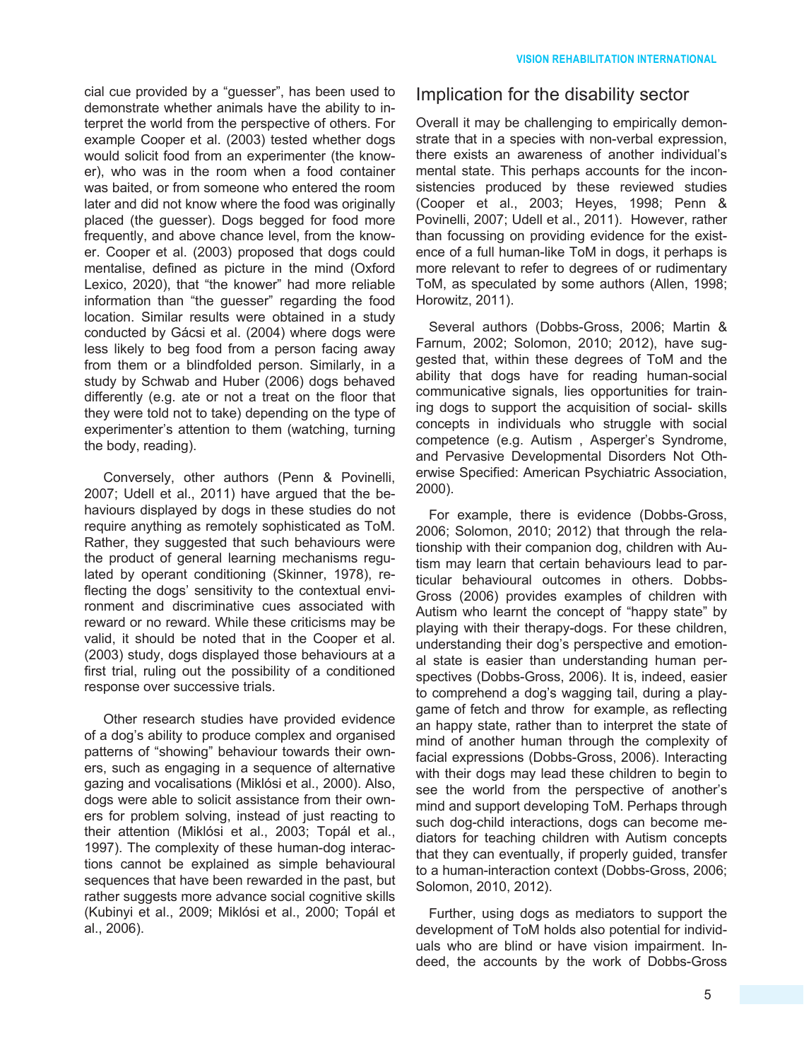cial cue provided by a "guesser", has been used to demonstrate whether animals have the ability to interpret the world from the perspective of others. For example Cooper et al. (2003) tested whether dogs would solicit food from an experimenter (the knower), who was in the room when a food container was baited, or from someone who entered the room later and did not know where the food was originally placed (the guesser). Dogs begged for food more frequently, and above chance level, from the knower. Cooper et al. (2003) proposed that dogs could mentalise, defined as picture in the mind (Oxford Lexico, 2020), that "the knower" had more reliable information than "the guesser" regarding the food location. Similar results were obtained in a study conducted by Gácsi et al. (2004) where dogs were less likely to beg food from a person facing away from them or a blindfolded person. Similarly, in a study by Schwab and Huber (2006) dogs behaved differently (e.g. ate or not a treat on the floor that they were told not to take) depending on the type of experimenter's attention to them (watching, turning the body, reading).

Conversely, other authors (Penn & Povinelli, 2007; Udell et al., 2011) have argued that the behaviours displayed by dogs in these studies do not require anything as remotely sophisticated as ToM. Rather, they suggested that such behaviours were the product of general learning mechanisms regulated by operant conditioning (Skinner, 1978), reflecting the dogs' sensitivity to the contextual environment and discriminative cues associated with reward or no reward. While these criticisms may be valid, it should be noted that in the Cooper et al. (2003) study, dogs displayed those behaviours at a first trial, ruling out the possibility of a conditioned response over successive trials.

Other research studies have provided evidence of a dog's ability to produce complex and organised patterns of "showing" behaviour towards their owners, such as engaging in a sequence of alternative gazing and vocalisations (Miklósi et al., 2000). Also, dogs were able to solicit assistance from their owners for problem solving, instead of just reacting to their attention (Miklósi et al., 2003; Topál et al., 1997). The complexity of these human-dog interactions cannot be explained as simple behavioural sequences that have been rewarded in the past, but rather suggests more advance social cognitive skills (Kubinyi et al., 2009; Miklósi et al., 2000; Topál et al., 2006).

## Implication for the disability sector

Overall it may be challenging to empirically demonstrate that in a species with non-verbal expression, there exists an awareness of another individual's mental state. This perhaps accounts for the inconsistencies produced by these reviewed studies (Cooper et al., 2003; Heyes, 1998; Penn & Povinelli, 2007; Udell et al., 2011). However, rather than focussing on providing evidence for the existence of a full human-like ToM in dogs, it perhaps is more relevant to refer to degrees of or rudimentary ToM, as speculated by some authors (Allen, 1998; Horowitz, 2011).

Several authors (Dobbs-Gross, 2006; Martin & Farnum, 2002; Solomon, 2010; 2012), have suggested that, within these degrees of ToM and the ability that dogs have for reading human-social communicative signals, lies opportunities for training dogs to support the acquisition of social- skills concepts in individuals who struggle with social competence (e.g. Autism , Asperger's Syndrome, and Pervasive Developmental Disorders Not Otherwise Specified: American Psychiatric Association, 2000).

For example, there is evidence (Dobbs-Gross, 2006; Solomon, 2010; 2012) that through the relationship with their companion dog, children with Autism may learn that certain behaviours lead to particular behavioural outcomes in others. Dobbs-Gross (2006) provides examples of children with Autism who learnt the concept of "happy state" by playing with their therapy-dogs. For these children, understanding their dog's perspective and emotional state is easier than understanding human perspectives (Dobbs-Gross, 2006). It is, indeed, easier to comprehend a dog's wagging tail, during a play-game of fetch and throw for example, as reflecting an happy state, rather than to interpret the state of mind of another human through the complexity of facial expressions (Dobbs-Gross, 2006). Interacting with their dogs may lead these children to begin to see the world from the perspective of another's mind and support developing ToM. Perhaps through such dog-child interactions, dogs can become mediators for teaching children with Autism concepts that they can eventually, if properly guided, transfer to a human-interaction context (Dobbs-Gross, 2006; Solomon, 2010, 2012).

Further, using dogs as mediators to support the development of ToM holds also potential for individuals who are blind or have vision impairment. Indeed, the accounts by the work of Dobbs-Gross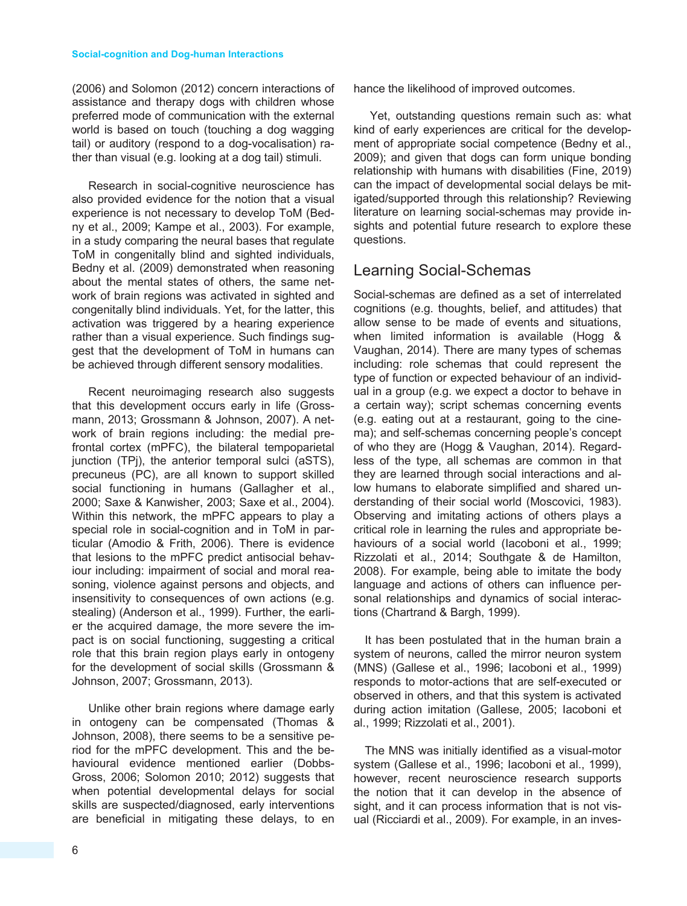(2006) and Solomon (2012) concern interactions of assistance and therapy dogs with children whose preferred mode of communication with the external world is based on touch (touching a dog wagging tail) or auditory (respond to a dog-vocalisation) rather than visual (e.g. looking at a dog tail) stimuli.

Research in social-cognitive neuroscience has also provided evidence for the notion that a visual experience is not necessary to develop ToM (Bedny et al., 2009; Kampe et al., 2003). For example, in a study comparing the neural bases that regulate ToM in congenitally blind and sighted individuals, Bedny et al. (2009) demonstrated when reasoning about the mental states of others, the same network of brain regions was activated in sighted and congenitally blind individuals. Yet, for the latter, this activation was triggered by a hearing experience rather than a visual experience. Such findings suggest that the development of ToM in humans can be achieved through different sensory modalities.

Recent neuroimaging research also suggests that this development occurs early in life (Grossmann, 2013; Grossmann & Johnson, 2007). A network of brain regions including: the medial prefrontal cortex (mPFC), the bilateral tempoparietal junction (TPj), the anterior temporal sulci (aSTS), precuneus (PC), are all known to support skilled social functioning in humans (Gallagher et al., 2000; Saxe & Kanwisher, 2003; Saxe et al., 2004). Within this network, the mPFC appears to play a special role in social-cognition and in ToM in particular (Amodio & Frith, 2006). There is evidence that lesions to the mPFC predict antisocial behaviour including: impairment of social and moral reasoning, violence against persons and objects, and insensitivity to consequences of own actions (e.g. stealing) (Anderson et al., 1999). Further, the earlier the acquired damage, the more severe the impact is on social functioning, suggesting a critical role that this brain region plays early in ontogeny for the development of social skills (Grossmann & Johnson, 2007; Grossmann, 2013).

Unlike other brain regions where damage early in ontogeny can be compensated (Thomas & Johnson, 2008), there seems to be a sensitive period for the mPFC development. This and the behavioural evidence mentioned earlier (Dobbs-Gross, 2006; Solomon 2010; 2012) suggests that when potential developmental delays for social skills are suspected/diagnosed, early interventions are beneficial in mitigating these delays, to enhance the likelihood of improved outcomes.

Yet, outstanding questions remain such as: what kind of early experiences are critical for the development of appropriate social competence (Bedny et al., 2009); and given that dogs can form unique bonding relationship with humans with disabilities (Fine, 2019) can the impact of developmental social delays be mitigated/supported through this relationship? Reviewing literature on learning social-schemas may provide insights and potential future research to explore these questions.

## Learning Social-Schemas

Social-schemas are defined as a set of interrelated cognitions (e.g. thoughts, belief, and attitudes) that allow sense to be made of events and situations, when limited information is available (Hogg & Vaughan, 2014). There are many types of schemas including: role schemas that could represent the type of function or expected behaviour of an individual in a group (e.g. we expect a doctor to behave in a certain way); script schemas concerning events (e.g. eating out at a restaurant, going to the cinema); and self-schemas concerning people's concept of who they are (Hogg & Vaughan, 2014). Regardless of the type, all schemas are common in that they are learned through social interactions and allow humans to elaborate simplified and shared understanding of their social world (Moscovici, 1983). Observing and imitating actions of others plays a critical role in learning the rules and appropriate behaviours of a social world (Iacoboni et al., 1999; Rizzolati et al., 2014; Southgate & de Hamilton, 2008). For example, being able to imitate the body language and actions of others can influence personal relationships and dynamics of social interactions (Chartrand & Bargh, 1999).

It has been postulated that in the human brain a system of neurons, called the mirror neuron system (MNS) (Gallese et al., 1996; Iacoboni et al., 1999) responds to motor-actions that are self-executed or observed in others, and that this system is activated during action imitation (Gallese, 2005; Iacoboni et al., 1999; Rizzolati et al., 2001).

The MNS was initially identified as a visual-motor system (Gallese et al., 1996; Iacoboni et al., 1999), however, recent neuroscience research supports the notion that it can develop in the absence of sight, and it can process information that is not visual (Ricciardi et al., 2009). For example, in an inves-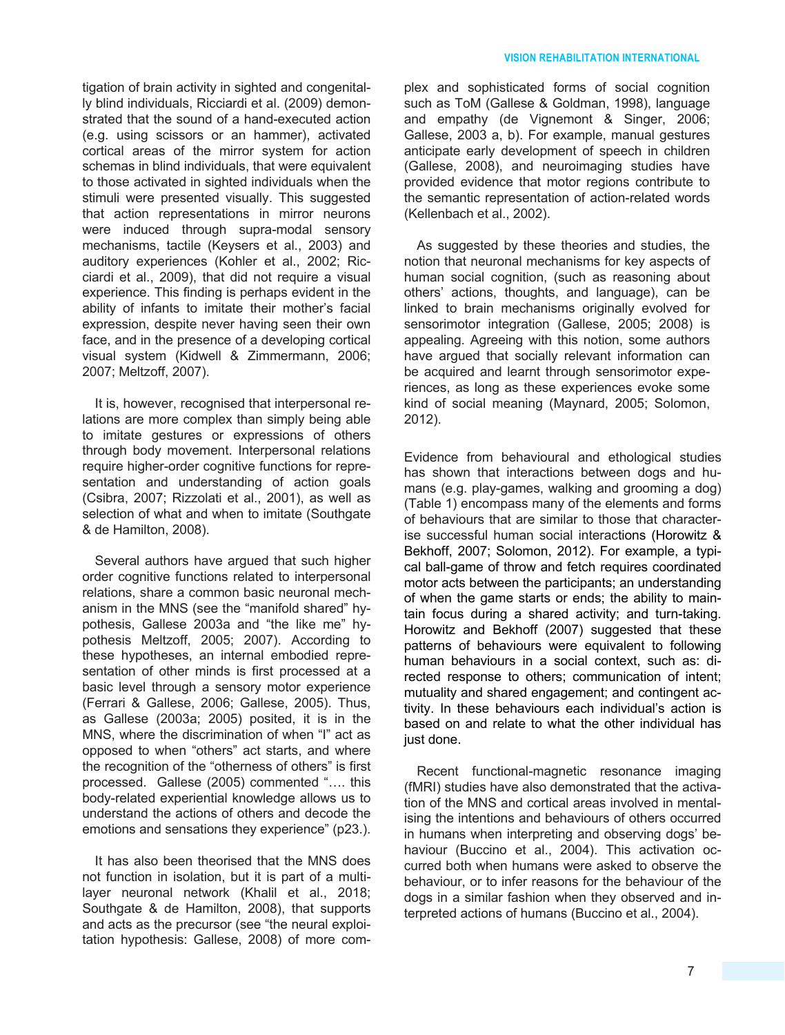tigation of brain activity in sighted and congenitally blind individuals, Ricciardi et al. (2009) demonstrated that the sound of a hand-executed action (e.g. using scissors or an hammer), activated cortical areas of the mirror system for action schemas in blind individuals, that were equivalent to those activated in sighted individuals when the stimuli were presented visually. This suggested that action representations in mirror neurons were induced through supra-modal sensory mechanisms, tactile (Keysers et al., 2003) and auditory experiences (Kohler et al., 2002; Ricciardi et al., 2009), that did not require a visual experience. This finding is perhaps evident in the ability of infants to imitate their mother's facial expression, despite never having seen their own face, and in the presence of a developing cortical visual system (Kidwell & Zimmermann, 2006; 2007; Meltzoff, 2007).

It is, however, recognised that interpersonal relations are more complex than simply being able to imitate gestures or expressions of others through body movement. Interpersonal relations require higher-order cognitive functions for representation and understanding of action goals (Csibra, 2007; Rizzolati et al., 2001), as well as selection of what and when to imitate (Southgate & de Hamilton, 2008).

Several authors have argued that such higher order cognitive functions related to interpersonal relations, share a common basic neuronal mechanism in the MNS (see the "manifold shared" hypothesis, Gallese 2003a and "the like me" hypothesis Meltzoff, 2005; 2007). According to these hypotheses, an internal embodied representation of other minds is first processed at a basic level through a sensory motor experience (Ferrari & Gallese, 2006; Gallese, 2005). Thus, as Gallese (2003a; 2005) posited, it is in the MNS, where the discrimination of when "I" act as opposed to when "others" act starts, and where the recognition of the "otherness of others" is first processed. Gallese (2005) commented "…. this body-related experiential knowledge allows us to understand the actions of others and decode the emotions and sensations they experience" (p23.).

It has also been theorised that the MNS does not function in isolation, but it is part of a multi-layer neuronal network (Khalil et al., 2018; Southgate & de Hamilton, 2008), that supports and acts as the precursor (see "the neural exploitation hypothesis: Gallese, 2008) of more complex and sophisticated forms of social cognition such as ToM (Gallese & Goldman, 1998), language and empathy (de Vignemont & Singer, 2006; Gallese, 2003 a, b). For example, manual gestures anticipate early development of speech in children (Gallese, 2008), and neuroimaging studies have provided evidence that motor regions contribute to the semantic representation of action-related words (Kellenbach et al., 2002).

As suggested by these theories and studies, the notion that neuronal mechanisms for key aspects of human social cognition, (such as reasoning about others' actions, thoughts, and language), can be linked to brain mechanisms originally evolved for sensorimotor integration (Gallese, 2005; 2008) is appealing. Agreeing with this notion, some authors have argued that socially relevant information can be acquired and learnt through sensorimotor experiences, as long as these experiences evoke some kind of social meaning (Maynard, 2005; Solomon, 2012).

Evidence from behavioural and ethological studies has shown that interactions between dogs and humans (e.g. play-games, walking and grooming a dog) (Table 1) encompass many of the elements and forms of behaviours that are similar to those that characterise successful human social interactions (Horowitz & Bekhoff, 2007; Solomon, 2012). For example, a typical ball-game of throw and fetch requires coordinated motor acts between the participants; an understanding of when the game starts or ends; the ability to maintain focus during a shared activity; and turn-taking. Horowitz and Bekhoff (2007) suggested that these patterns of behaviours were equivalent to following human behaviours in a social context, such as: directed response to others; communication of intent; mutuality and shared engagement; and contingent activity. In these behaviours each individual's action is based on and relate to what the other individual has just done.

Recent functional-magnetic resonance imaging (fMRI) studies have also demonstrated that the activation of the MNS and cortical areas involved in mentalising the intentions and behaviours of others occurred in humans when interpreting and observing dogs' behaviour (Buccino et al., 2004). This activation occurred both when humans were asked to observe the behaviour, or to infer reasons for the behaviour of the dogs in a similar fashion when they observed and interpreted actions of humans (Buccino et al., 2004).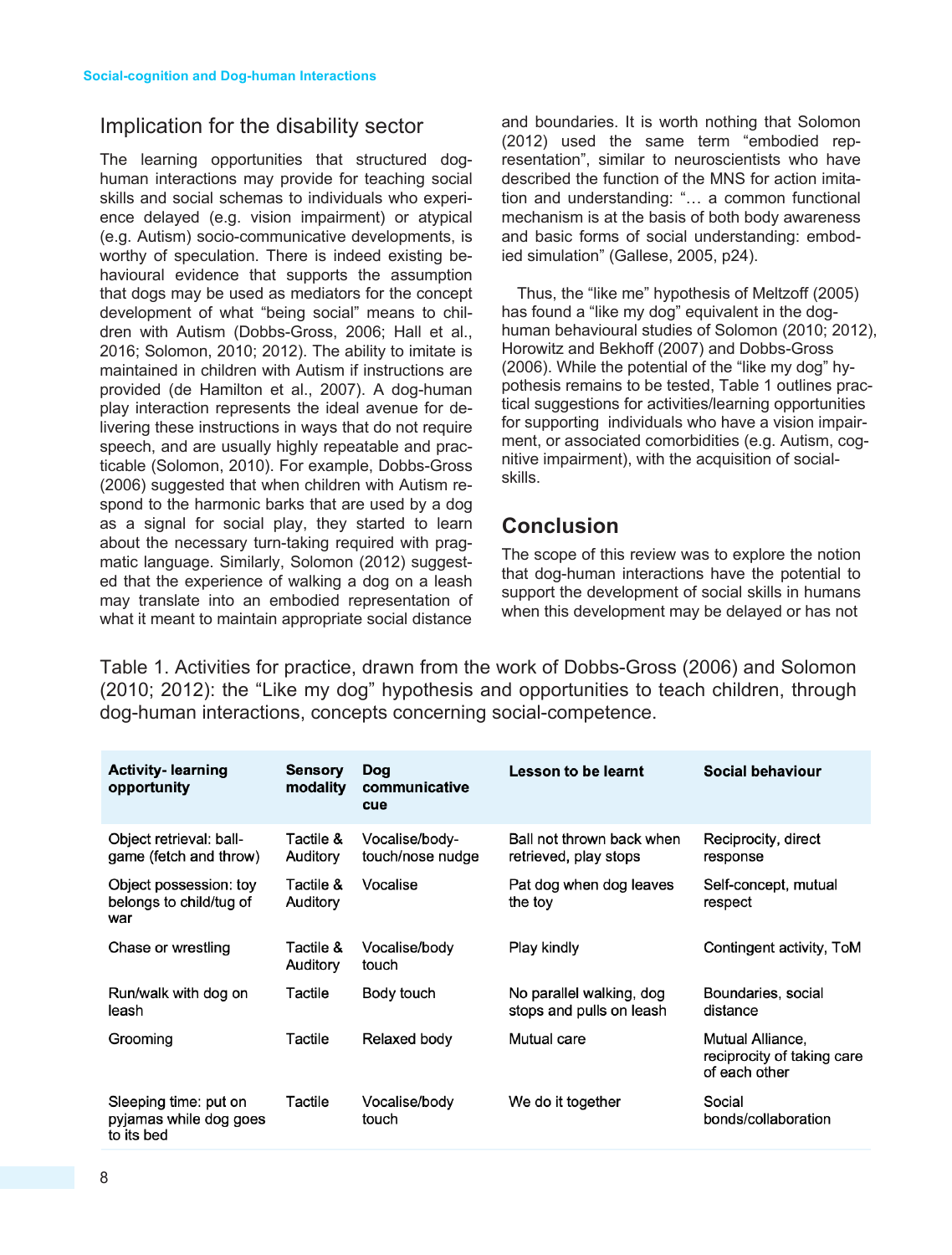## Implication for the disability sector

The learning opportunities that structured dog-human interactions may provide for teaching social skills and social schemas to individuals who experience delayed (e.g. vision impairment) or atypical (e.g. Autism) socio-communicative developments, is worthy of speculation. There is indeed existing behavioural evidence that supports the assumption that dogs may be used as mediators for the concept development of what "being social" means to children with Autism (Dobbs-Gross, 2006; Hall et al., 2016; Solomon, 2010; 2012). The ability to imitate is maintained in children with Autism if instructions are provided (de Hamilton et al., 2007). A dog-human play interaction represents the ideal avenue for delivering these instructions in ways that do not require speech, and are usually highly repeatable and practicable (Solomon, 2010). For example, Dobbs-Gross (2006) suggested that when children with Autism respond to the harmonic barks that are used by a dog as a signal for social play, they started to learn about the necessary turn-taking required with pragmatic language. Similarly, Solomon (2012) suggested that the experience of walking a dog on a leash may translate into an embodied representation of what it meant to maintain appropriate social distance and boundaries. It is worth nothing that Solomon (2012) used the same term "embodied representation", similar to neuroscientists who have described the function of the MNS for action imitation and understanding: "… a common functional mechanism is at the basis of both body awareness and basic forms of social understanding: embodied simulation" (Gallese, 2005, p24).

Thus, the "like me" hypothesis of Meltzoff (2005) has found a "like my dog" equivalent in the dog-human behavioural studies of Solomon (2010; 2012), Horowitz and Bekhoff (2007) and Dobbs-Gross (2006). While the potential of the "like my dog" hypothesis remains to be tested, Table 1 outlines practical suggestions for activities/learning opportunities for supporting individuals who have a vision impairment, or associated comorbidities (e.g. Autism, cognitive impairment), with the acquisition of social-skills.

## Conclusion

The scope of this review was to explore the notion that dog-human interactions have the potential to support the development of social skills in humans when this development may be delayed or has not

Table 1. Activities for practice, drawn from the work of Dobbs-Gross (2006) and Solomon (2010; 2012): the "Like my dog" hypothesis and opportunities to teach children, through dog-human interactions, concepts concerning social-competence.

| Activity- learning opportunity | Sensory modality | Dog communicative cue | Lesson to be learnt | Social behaviour |
|---|---|---|---|---|
| Object retrieval: ball-game (fetch and throw) | Tactile & Auditory | Vocalise/body-touch/nose nudge | Ball not thrown back when retrieved, play stops | Reciprocity, direct response |
| Object possession: toy belongs to child/tug of war | Tactile & Auditory | Vocalise | Pat dog when dog leaves the toy | Self-concept, mutual respect |
| Chase or wrestling | Tactile & Auditory | Vocalise/body touch | Play kindly | Contingent activity, ToM |
| Run/walk with dog on leash | Tactile | Body touch | No parallel walking, dog stops and pulls on leash | Boundaries, social distance |
| Grooming | Tactile | Relaxed body | Mutual care | Mutual Alliance, reciprocity of taking care of each other |
| Sleeping time: put on pyjamas while dog goes to its bed | Tactile | Vocalise/body touch | We do it together | Social bonds/collaboration |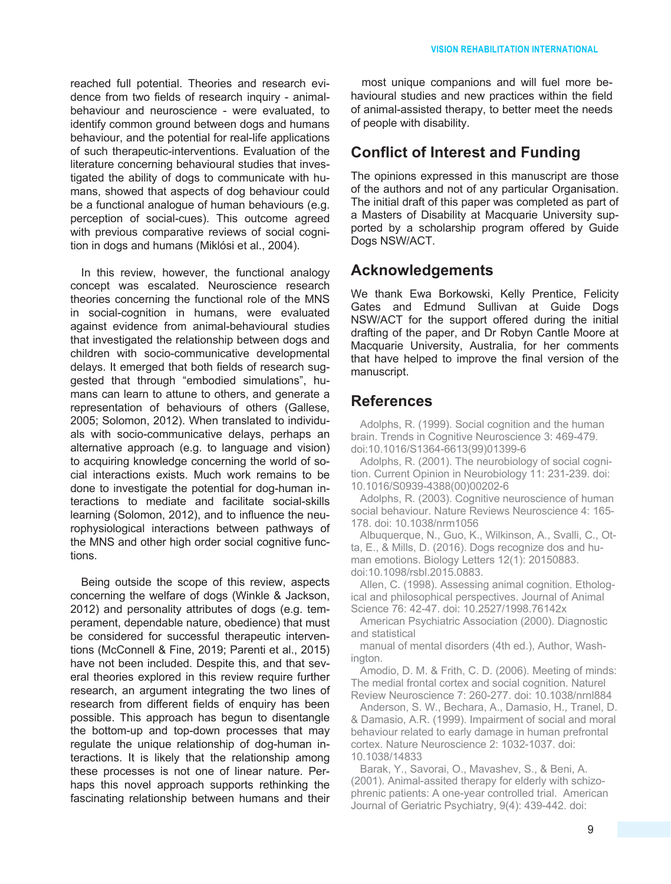reached full potential. Theories and research evidence from two fields of research inquiry - animal-behaviour and neuroscience - were evaluated, to identify common ground between dogs and humans behaviour, and the potential for real-life applications of such therapeutic-interventions. Evaluation of the literature concerning behavioural studies that investigated the ability of dogs to communicate with humans, showed that aspects of dog behaviour could be a functional analogue of human behaviours (e.g. perception of social-cues). This outcome agreed with previous comparative reviews of social cognition in dogs and humans (Miklósi et al., 2004).

In this review, however, the functional analogy concept was escalated. Neuroscience research theories concerning the functional role of the MNS in social-cognition in humans, were evaluated against evidence from animal-behavioural studies that investigated the relationship between dogs and children with socio-communicative developmental delays. It emerged that both fields of research suggested that through "embodied simulations", humans can learn to attune to others, and generate a representation of behaviours of others (Gallese, 2005; Solomon, 2012). When translated to individuals with socio-communicative delays, perhaps an alternative approach (e.g. to language and vision) to acquiring knowledge concerning the world of social interactions exists. Much work remains to be done to investigate the potential for dog-human interactions to mediate and facilitate social-skills learning (Solomon, 2012), and to influence the neurophysiological interactions between pathways of the MNS and other high order social cognitive functions.

Being outside the scope of this review, aspects concerning the welfare of dogs (Winkle & Jackson, 2012) and personality attributes of dogs (e.g. temperament, dependable nature, obedience) that must be considered for successful therapeutic interventions (McConnell & Fine, 2019; Parenti et al., 2015) have not been included. Despite this, and that several theories explored in this review require further research, an argument integrating the two lines of research from different fields of enquiry has been possible. This approach has begun to disentangle the bottom-up and top-down processes that may regulate the unique relationship of dog-human interactions. It is likely that the relationship among these processes is not one of linear nature. Perhaps this novel approach supports rethinking the fascinating relationship between humans and their most unique companions and will fuel more behavioural studies and new practices within the field of animal-assisted therapy, to better meet the needs of people with disability.

## Conflict of Interest and Funding

The opinions expressed in this manuscript are those of the authors and not of any particular Organisation. The initial draft of this paper was completed as part of a Masters of Disability at Macquarie University supported by a scholarship program offered by Guide Dogs NSW/ACT.

## Acknowledgements

We thank Ewa Borkowski, Kelly Prentice, Felicity Gates and Edmund Sullivan at Guide Dogs NSW/ACT for the support offered during the initial drafting of the paper, and Dr Robyn Cantle Moore at Macquarie University, Australia, for her comments that have helped to improve the final version of the manuscript.

## References

Adolphs, R. (1999). Social cognition and the human brain. Trends in Cognitive Neuroscience 3: 469-479. doi:10.1016/S1364-6613(99)01399-6

Adolphs, R. (2001). The neurobiology of social cognition. Current Opinion in Neurobiology 11: 231-239. doi: 10.1016/S0939-4388(00)00202-6

Adolphs, R. (2003). Cognitive neuroscience of human social behaviour. Nature Reviews Neuroscience 4: 165-178. doi: 10.1038/nrm1056

Albuquerque, N., Guo, K., Wilkinson, A., Svalli, C., Otta, E., & Mills, D. (2016). Dogs recognize dos and human emotions. Biology Letters 12(1): 20150883. doi:10.1098/rsbl.2015.0883.

Allen, C. (1998). Assessing animal cognition. Ethological and philosophical perspectives. Journal of Animal Science 76: 42-47. doi: 10.2527/1998.76142x

American Psychiatric Association (2000). Diagnostic and statistical

manual of mental disorders (4th ed.), Author, Washington.

Amodio, D. M. & Frith, C. D. (2006). Meeting of minds: The medial frontal cortex and social cognition. Naturel Review Neuroscience 7: 260-277. doi: 10.1038/nrnl884

Anderson, S. W., Bechara, A., Damasio, H., Tranel, D. & Damasio, A.R. (1999). Impairment of social and moral behaviour related to early damage in human prefrontal cortex. Nature Neuroscience 2: 1032-1037. doi: 10.1038/14833

Barak, Y., Savorai, O., Mavashev, S., & Beni, A. (2001). Animal-assited therapy for elderly with schizophrenic patients: A one-year controlled trial. American Journal of Geriatric Psychiatry, 9(4): 439-442. doi: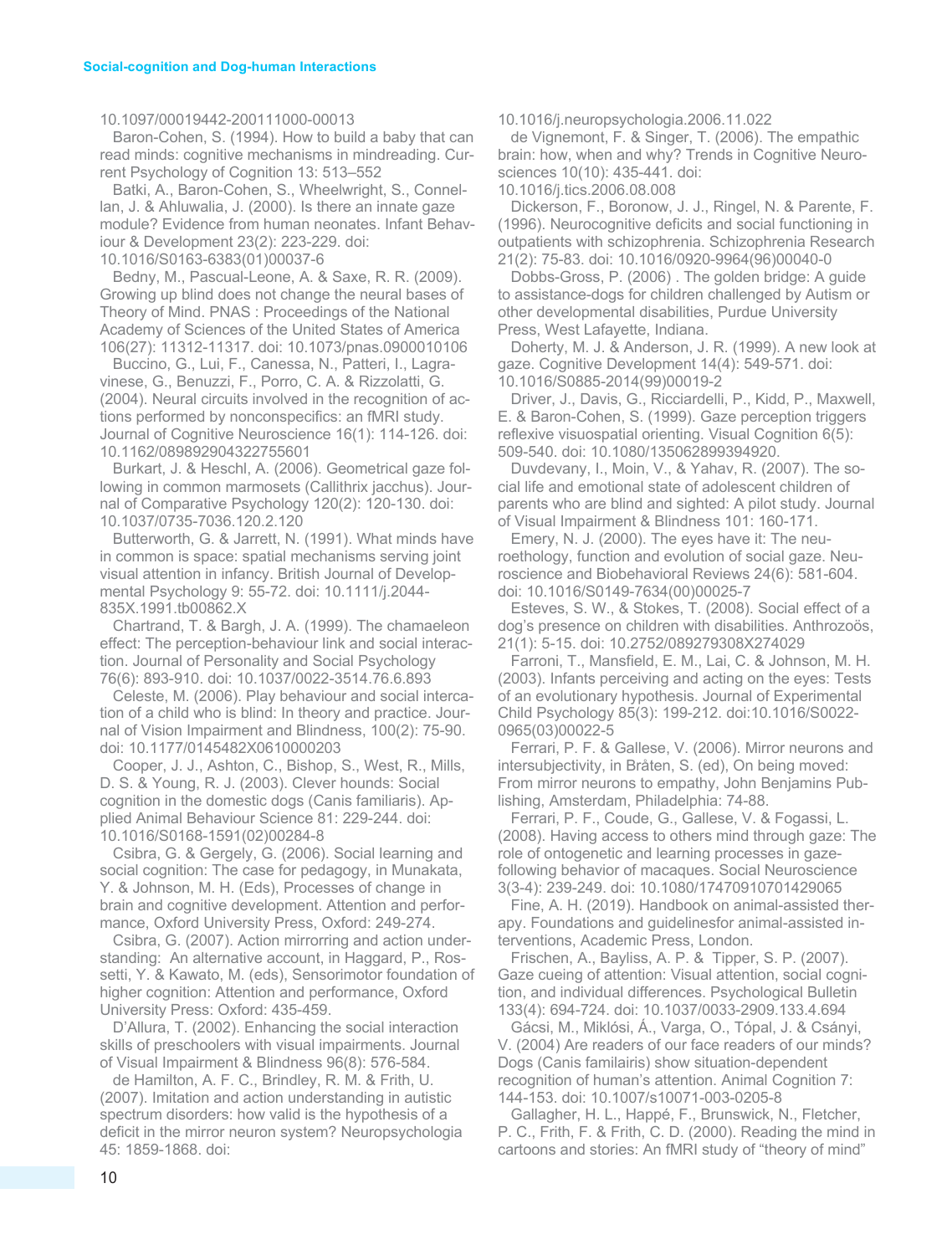10.1097/00019442-200111000-00013

Baron-Cohen, S. (1994). How to build a baby that can read minds: cognitive mechanisms in mindreading. Current Psychology of Cognition 13: 513–552

Batki, A., Baron-Cohen, S., Wheelwright, S., Connellan, J. & Ahluwalia, J. (2000). Is there an innate gaze module? Evidence from human neonates. Infant Behaviour & Development 23(2): 223-229. doi: 10.1016/S0163-6383(01)00037-6

Bedny, M., Pascual-Leone, A. & Saxe, R. R. (2009). Growing up blind does not change the neural bases of Theory of Mind. PNAS : Proceedings of the National Academy of Sciences of the United States of America 106(27): 11312-11317. doi: 10.1073/pnas.0900010106

Buccino, G., Lui, F., Canessa, N., Patteri, I., Lagravinese, G., Benuzzi, F., Porro, C. A. & Rizzolatti, G. (2004). Neural circuits involved in the recognition of actions performed by nonconspecifics: an fMRI study. Journal of Cognitive Neuroscience 16(1): 114-126. doi: 10.1162/089892904322755601

Burkart, J. & Heschl, A. (2006). Geometrical gaze following in common marmosets (Callithrix jacchus). Journal of Comparative Psychology 120(2): 120-130. doi: 10.1037/0735-7036.120.2.120

Butterworth, G. & Jarrett, N. (1991). What minds have in common is space: spatial mechanisms serving joint visual attention in infancy. British Journal of Developmental Psychology 9: 55-72. doi: 10.1111/j.2044-835X.1991.tb00862.X

Chartrand, T. & Bargh, J. A. (1999). The chamaeleon effect: The perception-behaviour link and social interaction. Journal of Personality and Social Psychology 76(6): 893-910. doi: 10.1037/0022-3514.76.6.893

Celeste, M. (2006). Play behaviour and social intercation of a child who is blind: In theory and practice. Journal of Vision Impairment and Blindness, 100(2): 75-90. doi: 10.1177/0145482X0610000203

Cooper, J. J., Ashton, C., Bishop, S., West, R., Mills, D. S. & Young, R. J. (2003). Clever hounds: Social cognition in the domestic dogs (Canis familiaris). Applied Animal Behaviour Science 81: 229-244. doi: 10.1016/S0168-1591(02)00284-8

Csibra, G. & Gergely, G. (2006). Social learning and social cognition: The case for pedagogy, in Munakata, Y. & Johnson, M. H. (Eds), Processes of change in brain and cognitive development. Attention and performance, Oxford University Press, Oxford: 249-274.

Csibra, G. (2007). Action mirrorring and action understanding: An alternative account, in Haggard, P., Rossetti, Y. & Kawato, M. (eds), Sensorimotor foundation of higher cognition: Attention and performance, Oxford University Press: Oxford: 435-459.

D'Allura, T. (2002). Enhancing the social interaction skills of preschoolers with visual impairments. Journal of Visual Impairment & Blindness 96(8): 576-584.

de Hamilton, A. F. C., Brindley, R. M. & Frith, U. (2007). Imitation and action understanding in autistic spectrum disorders: how valid is the hypothesis of a deficit in the mirror neuron system? Neuropsychologia 45: 1859-1868. doi: 10.1016/j.neuropsychologia.2006.11.022

de Vignemont, F. & Singer, T. (2006). The empathic brain: how, when and why? Trends in Cognitive Neurosciences 10(10): 435-441. doi: 10.1016/j.tics.2006.08.008

Dickerson, F., Boronow, J. J., Ringel, N. & Parente, F. (1996). Neurocognitive deficits and social functioning in outpatients with schizophrenia. Schizophrenia Research 21(2): 75-83. doi: 10.1016/0920-9964(96)00040-0

Dobbs-Gross, P. (2006) . The golden bridge: A guide to assistance-dogs for children challenged by Autism or other developmental disabilities, Purdue University Press, West Lafayette, Indiana.

Doherty, M. J. & Anderson, J. R. (1999). A new look at gaze. Cognitive Development 14(4): 549-571. doi: 10.1016/S0885-2014(99)00019-2

Driver, J., Davis, G., Ricciardelli, P., Kidd, P., Maxwell, E. & Baron-Cohen, S. (1999). Gaze perception triggers reflexive visuospatial orienting. Visual Cognition 6(5): 509-540. doi: 10.1080/135062899394920.

Duvdevany, I., Moin, V., & Yahav, R. (2007). The social life and emotional state of adolescent children of parents who are blind and sighted: A pilot study. Journal of Visual Impairment & Blindness 101: 160-171.

Emery, N. J. (2000). The eyes have it: The neuroethology, function and evolution of social gaze. Neuroscience and Biobehavioral Reviews 24(6): 581-604. doi: 10.1016/S0149-7634(00)00025-7

Esteves, S. W., & Stokes, T. (2008). Social effect of a dog's presence on children with disabilities. Anthrozoös, 21(1): 5-15. doi: 10.2752/089279308X274029

Farroni, T., Mansfield, E. M., Lai, C. & Johnson, M. H. (2003). Infants perceiving and acting on the eyes: Tests of an evolutionary hypothesis. Journal of Experimental Child Psychology 85(3): 199-212. doi:10.1016/S0022-0965(03)00022-5

Ferrari, P. F. & Gallese, V. (2006). Mirror neurons and intersubjectivity, in Bråten, S. (ed), On being moved: From mirror neurons to empathy, John Benjamins Publishing, Amsterdam, Philadelphia: 74-88.

Ferrari, P. F., Coude, G., Gallese, V. & Fogassi, L. (2008). Having access to others mind through gaze: The role of ontogenetic and learning processes in gaze-following behavior of macaques. Social Neuroscience 3(3-4): 239-249. doi: 10.1080/17470910701429065

Fine, A. H. (2019). Handbook on animal-assisted therapy. Foundations and guidelinesfor animal-assisted interventions, Academic Press, London.

Frischen, A., Bayliss, A. P. & Tipper, S. P. (2007). Gaze cueing of attention: Visual attention, social cognition, and individual differences. Psychological Bulletin 133(4): 694-724. doi: 10.1037/0033-2909.133.4.694

Gácsi, M., Miklósi, Á., Varga, O., Tópal, J. & Csányi, V. (2004) Are readers of our face readers of our minds? Dogs (Canis familairis) show situation-dependent recognition of human's attention. Animal Cognition 7: 144-153. doi: 10.1007/s10071-003-0205-8

Gallagher, H. L., Happé, F., Brunswick, N., Fletcher, P. C., Frith, F. & Frith, C. D. (2000). Reading the mind in cartoons and stories: An fMRI study of "theory of mind"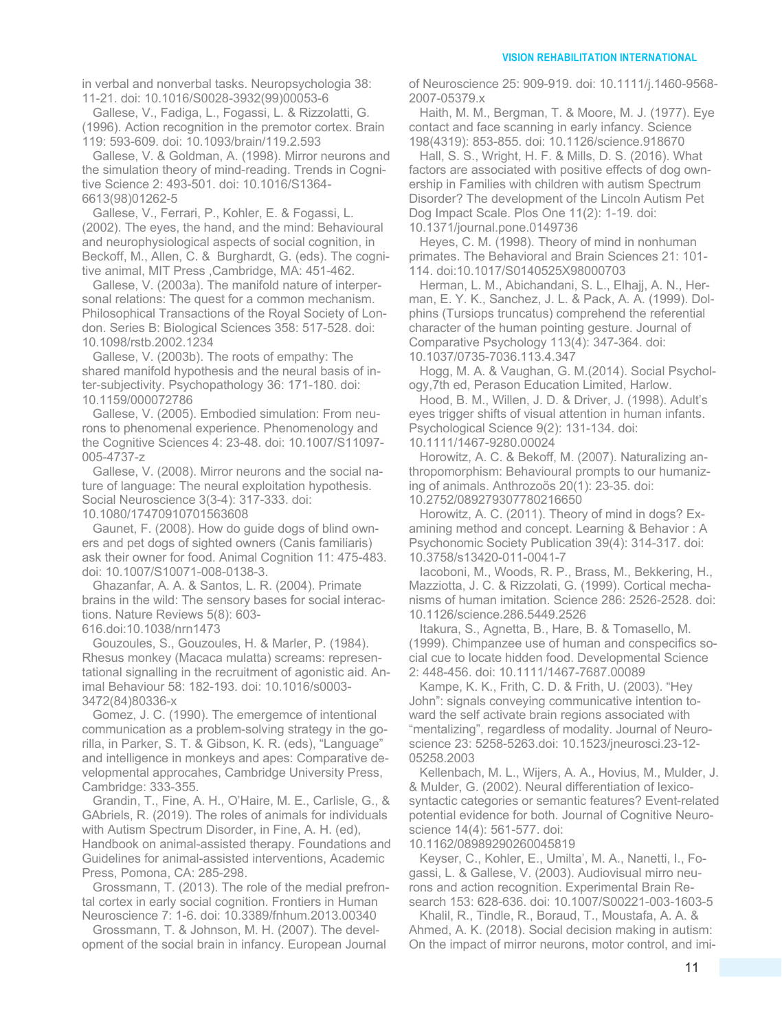in verbal and nonverbal tasks. Neuropsychologia 38: 11-21. doi: 10.1016/S0028-3932(99)00053-6

Gallese, V., Fadiga, L., Fogassi, L. & Rizzolatti, G. (1996). Action recognition in the premotor cortex. Brain 119: 593-609. doi: 10.1093/brain/119.2.593

Gallese, V. & Goldman, A. (1998). Mirror neurons and the simulation theory of mind-reading. Trends in Cognitive Science 2: 493-501. doi: 10.1016/S1364-6613(98)01262-5

Gallese, V., Ferrari, P., Kohler, E. & Fogassi, L. (2002). The eyes, the hand, and the mind: Behavioural and neurophysiological aspects of social cognition, in Beckoff, M., Allen, C. & Burghardt, G. (eds). The cognitive animal, MIT Press ,Cambridge, MA: 451-462.

Gallese, V. (2003a). The manifold nature of interpersonal relations: The quest for a common mechanism. Philosophical Transactions of the Royal Society of London. Series B: Biological Sciences 358: 517-528. doi: 10.1098/rstb.2002.1234

Gallese, V. (2003b). The roots of empathy: The shared manifold hypothesis and the neural basis of inter-subjectivity. Psychopathology 36: 171-180. doi: 10.1159/000072786

Gallese, V. (2005). Embodied simulation: From neurons to phenomenal experience. Phenomenology and the Cognitive Sciences 4: 23-48. doi: 10.1007/S11097-005-4737-z

Gallese, V. (2008). Mirror neurons and the social nature of language: The neural exploitation hypothesis. Social Neuroscience 3(3-4): 317-333. doi: 10.1080/17470910701563608

Gaunet, F. (2008). How do guide dogs of blind owners and pet dogs of sighted owners (Canis familiaris) ask their owner for food. Animal Cognition 11: 475-483. doi: 10.1007/S10071-008-0138-3.

Ghazanfar, A. A. & Santos, L. R. (2004). Primate brains in the wild: The sensory bases for social interactions. Nature Reviews 5(8): 603-616.doi:10.1038/nrn1473

Gouzoules, S., Gouzoules, H. & Marler, P. (1984). Rhesus monkey (Macaca mulatta) screams: representational signalling in the recruitment of agonistic aid. Animal Behaviour 58: 182-193. doi: 10.1016/s0003-3472(84)80336-x

Gomez, J. C. (1990). The emergemce of intentional communication as a problem-solving strategy in the gorilla, in Parker, S. T. & Gibson, K. R. (eds), "Language" and intelligence in monkeys and apes: Comparative developmental approcahes, Cambridge University Press, Cambridge: 333-355.

Grandin, T., Fine, A. H., O'Haire, M. E., Carlisle, G., & GAbriels, R. (2019). The roles of animals for individuals with Autism Spectrum Disorder, in Fine, A. H. (ed), Handbook on animal-assisted therapy. Foundations and Guidelines for animal-assisted interventions, Academic Press, Pomona, CA: 285-298.

Grossmann, T. (2013). The role of the medial prefrontal cortex in early social cognition. Frontiers in Human Neuroscience 7: 1-6. doi: 10.3389/fnhum.2013.00340

Grossmann, T. & Johnson, M. H. (2007). The development of the social brain in infancy. European Journal of Neuroscience 25: 909-919. doi: 10.1111/j.1460-9568-2007-05379.x

Haith, M. M., Bergman, T. & Moore, M. J. (1977). Eye contact and face scanning in early infancy. Science 198(4319): 853-855. doi: 10.1126/science.918670

Hall, S. S., Wright, H. F. & Mills, D. S. (2016). What factors are associated with positive effects of dog ownership in Families with children with autism Spectrum Disorder? The development of the Lincoln Autism Pet Dog Impact Scale. Plos One 11(2): 1-19. doi: 10.1371/journal.pone.0149736

Heyes, C. M. (1998). Theory of mind in nonhuman primates. The Behavioral and Brain Sciences 21: 101-114. doi:10.1017/S0140525X98000703

Herman, L. M., Abichandani, S. L., Elhajj, A. N., Herman, E. Y. K., Sanchez, J. L. & Pack, A. A. (1999). Dolphins (Tursiops truncatus) comprehend the referential character of the human pointing gesture. Journal of Comparative Psychology 113(4): 347-364. doi: 10.1037/0735-7036.113.4.347

Hogg, M. A. & Vaughan, G. M.(2014). Social Psychology,7th ed, Perason Education Limited, Harlow.

Hood, B. M., Willen, J. D. & Driver, J. (1998). Adult's eyes trigger shifts of visual attention in human infants. Psychological Science 9(2): 131-134. doi: 10.1111/1467-9280.00024

Horowitz, A. C. & Bekoff, M. (2007). Naturalizing anthropomorphism: Behavioural prompts to our humanizing of animals. Anthrozoös 20(1): 23-35. doi: 10.2752/089279307780216650

Horowitz, A. C. (2011). Theory of mind in dogs? Examining method and concept. Learning & Behavior : A Psychonomic Society Publication 39(4): 314-317. doi: 10.3758/s13420-011-0041-7

Iacoboni, M., Woods, R. P., Brass, M., Bekkering, H., Mazziotta, J. C. & Rizzolati, G. (1999). Cortical mechanisms of human imitation. Science 286: 2526-2528. doi: 10.1126/science.286.5449.2526

Itakura, S., Agnetta, B., Hare, B. & Tomasello, M. (1999). Chimpanzee use of human and conspecifics social cue to locate hidden food. Developmental Science 2: 448-456. doi: 10.1111/1467-7687.00089

Kampe, K. K., Frith, C. D. & Frith, U. (2003). "Hey John": signals conveying communicative intention toward the self activate brain regions associated with "mentalizing", regardless of modality. Journal of Neuroscience 23: 5258-5263.doi: 10.1523/jneurosci.23-12-05258.2003

Kellenbach, M. L., Wijers, A. A., Hovius, M., Mulder, J. & Mulder, G. (2002). Neural differentiation of lexico-syntactic categories or semantic features? Event-related potential evidence for both. Journal of Cognitive Neuroscience 14(4): 561-577. doi: 10.1162/08989290260045819

Keyser, C., Kohler, E., Umilta', M. A., Nanetti, I., Fogassi, L. & Gallese, V. (2003). Audiovisual mirro neurons and action recognition. Experimental Brain Research 153: 628-636. doi: 10.1007/S00221-003-1603-5

Khalil, R., Tindle, R., Boraud, T., Moustafa, A. A. & Ahmed, A. K. (2018). Social decision making in autism: On the impact of mirror neurons, motor control, and imi-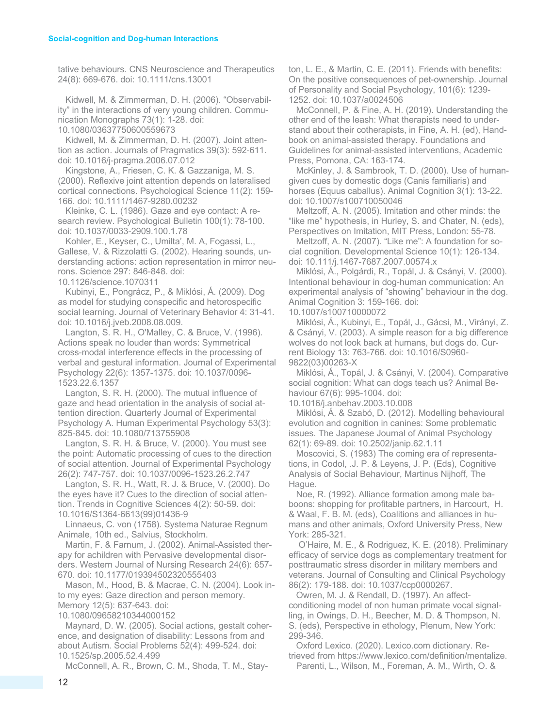tative behaviours. CNS Neuroscience and Therapeutics 24(8): 669-676. doi: 10.1111/cns.13001

Kidwell, M. & Zimmerman, D. H. (2006). "Observability" in the interactions of very young children. Communication Monographs 73(1): 1-28. doi: 10.1080/03637750600559673

Kidwell, M. & Zimmerman, D. H. (2007). Joint attention as action. Journals of Pragmatics 39(3): 592-611. doi: 10.1016/j-pragma.2006.07.012

Kingstone, A., Friesen, C. K. & Gazzaniga, M. S. (2000). Reflexive joint attention depends on lateralised cortical connections. Psychological Science 11(2): 159-166. doi: 10.1111/1467-9280.00232

Kleinke, C. L. (1986). Gaze and eye contact: A research review. Psychological Bulletin 100(1): 78-100. doi: 10.1037/0033-2909.100.1.78

Kohler, E., Keyser, C., Umilta', M. A, Fogassi, L., Gallese, V. & Rizzolatti G. (2002). Hearing sounds, understanding actions: action representation in mirror neurons. Science 297: 846-848. doi: 10.1126/science.1070311

Kubinyi, E., Pongrácz, P., & Miklósi, Á. (2009). Dog as model for studying conspecific and hetorospecific social learning. Journal of Veterinary Behavior 4: 31-41. doi: 10.1016/j.jveb.2008.08.009.

Langton, S. R. H., O'Malley, C. & Bruce, V. (1996). Actions speak no louder than words: Symmetrical cross-modal interference effects in the processing of verbal and gestural information. Journal of Experimental Psychology 22(6): 1357-1375. doi: 10.1037/0096-1523.22.6.1357

Langton, S. R. H. (2000). The mutual influence of gaze and head orientation in the analysis of social attention direction. Quarterly Journal of Experimental Psychology A. Human Experimental Psychology 53(3): 825-845. doi: 10.1080/713755908

Langton, S. R. H. & Bruce, V. (2000). You must see the point: Automatic processing of cues to the direction of social attention. Journal of Experimental Psychology 26(2): 747-757. doi: 10.1037/0096-1523.26.2.747

Langton, S. R. H., Watt, R. J. & Bruce, V. (2000). Do the eyes have it? Cues to the direction of social attention. Trends in Cognitive Sciences 4(2): 50-59. doi: 10.1016/S1364-6613(99)01436-9

Linnaeus, C. von (1758). Systema Naturae Regnum Animale, 10th ed., Salvius, Stockholm.

Martin, F. & Farnum, J. (2002). Animal-Assisted therapy for achildren with Pervasive developmental disorders. Western Journal of Nursing Research 24(6): 657-670. doi: 10.1177/019394502320555403

Mason, M., Hood, B. & Macrae, C. N. (2004). Look into my eyes: Gaze direction and person memory. Memory 12(5): 637-643. doi: 10.1080/09658210344000152

Maynard, D. W. (2005). Social actions, gestalt coherence, and designation of disability: Lessons from and about Autism. Social Problems 52(4): 499-524. doi: 10.1525/sp.2005.52.4.499

McConnell, A. R., Brown, C. M., Shoda, T. M., Stayton, L. E., & Martin, C. E. (2011). Friends with benefits: On the positive consequences of pet-ownership. Journal of Personality and Social Psychology, 101(6): 1239-1252. doi: 10.1037/a0024506

McConnell, P. & Fine, A. H. (2019). Understanding the other end of the leash: What therapists need to understand about their cotherapists, in Fine, A. H. (ed), Handbook on animal-assisted therapy. Foundations and Guidelines for animal-assisted interventions, Academic Press, Pomona, CA: 163-174.

McKinley, J. & Sambrook, T. D. (2000). Use of human-given cues by domestic dogs (Canis familiaris) and horses (Equus caballus). Animal Cognition 3(1): 13-22. doi: 10.1007/s100710050046

Meltzoff, A. N. (2005). Imitation and other minds: the "like me" hypothesis, in Hurley, S. and Chater, N. (eds), Perspectives on Imitation, MIT Press, London: 55-78.

Meltzoff, A. N. (2007). "Like me": A foundation for social cognition. Developmental Science 10(1): 126-134. doi: 10.111/j.1467-7687.2007.00574.x

Miklósi, Á., Polgárdi, R., Topál, J. & Csányi, V. (2000). Intentional behaviour in dog-human communication: An experimental analysis of "showing" behaviour in the dog. Animal Cognition 3: 159-166. doi: 10.1007/s100710000072

Miklósi, Á., Kubinyi, E., Topál, J., Gácsi, M., Virányi, Z. & Csányi, V. (2003). A simple reason for a big difference wolves do not look back at humans, but dogs do. Current Biology 13: 763-766. doi: 10.1016/S0960-9822(03)00263-X

Miklósi, Á., Topál, J. & Csányi, V. (2004). Comparative social cognition: What can dogs teach us? Animal Behaviour 67(6): 995-1004. doi: 10.1016/j.anbehav.2003.10.008

Miklósi, Á. & Szabó, D. (2012). Modelling behavioural evolution and cognition in canines: Some problematic issues. The Japanese Journal of Animal Psychology 62(1): 69-89. doi: 10.2502/janip.62.1.11

Moscovici, S. (1983) The coming era of representations, in Codol, .J. P. & Leyens, J. P. (Eds), Cognitive Analysis of Social Behaviour, Martinus Nijhoff, The Hague.

Noe, R. (1992). Alliance formation among male baboons: shopping for profitable partners, in Harcourt, H. & Waal, F. B. M. (eds), Coalitions and alliances in humans and other animals, Oxford University Press, New York: 285-321.

O'Haire, M. E., & Rodriguez, K. E. (2018). Preliminary efficacy of service dogs as complementary treatment for posttraumatic stress disorder in military members and veterans. Journal of Consulting and Clinical Psychology 86(2): 179-188. doi: 10.1037/ccp0000267.

Owren, M. J. & Rendall, D. (1997). An affect-conditioning model of non human primate vocal signalling, in Owings, D. H., Beecher, M. D. & Thompson, N. S. (eds), Perspective in ethology, Plenum, New York: 299-346.

Oxford Lexico. (2020). Lexico.com dictionary. Retrieved from https://www.lexico.com/definition/mentalize.

Parenti, L., Wilson, M., Foreman, A. M., Wirth, O. &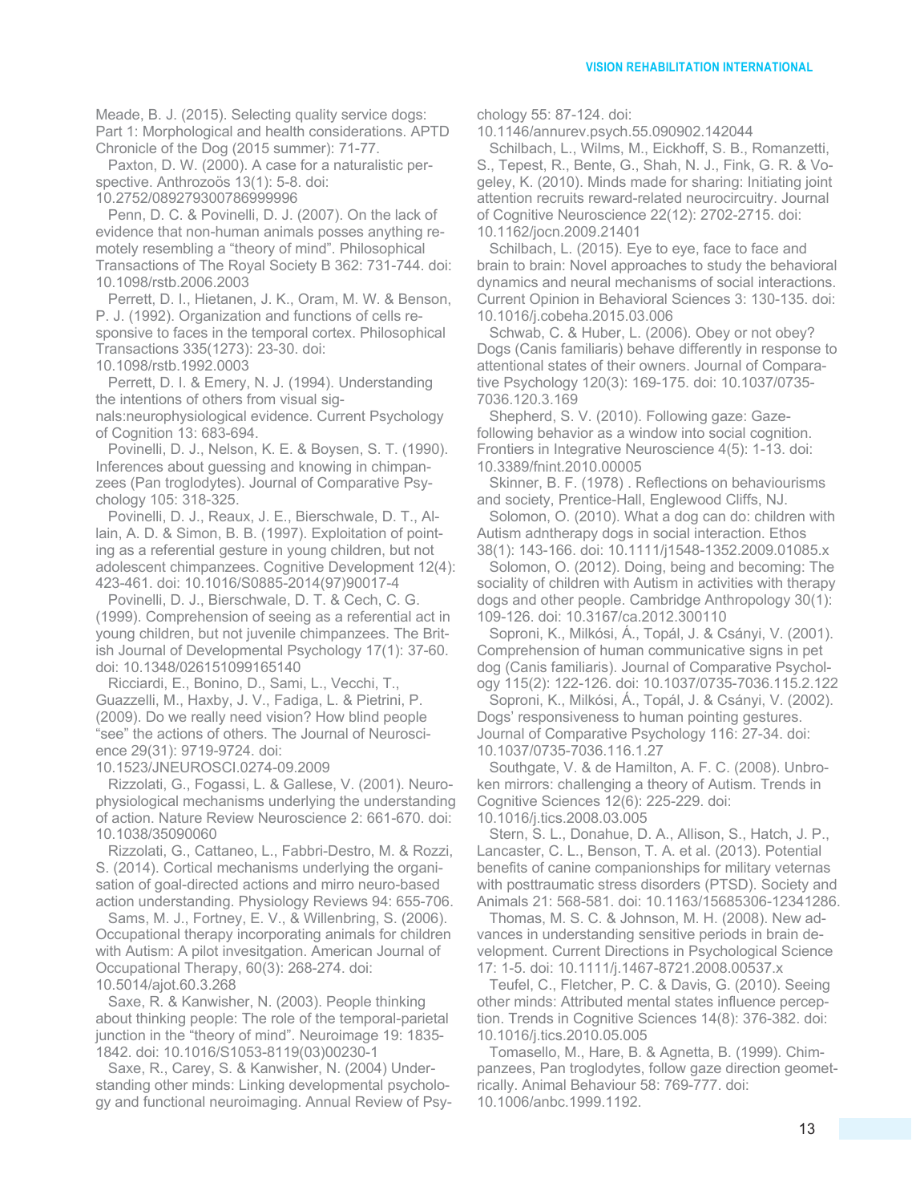Meade, B. J. (2015). Selecting quality service dogs: Part 1: Morphological and health considerations. APTD Chronicle of the Dog (2015 summer): 71-77.

Paxton, D. W. (2000). A case for a naturalistic perspective. Anthrozoös 13(1): 5-8. doi: 10.2752/089279300786999996

Penn, D. C. & Povinelli, D. J. (2007). On the lack of evidence that non-human animals posses anything remotely resembling a "theory of mind". Philosophical Transactions of The Royal Society B 362: 731-744. doi: 10.1098/rstb.2006.2003

Perrett, D. I., Hietanen, J. K., Oram, M. W. & Benson, P. J. (1992). Organization and functions of cells responsive to faces in the temporal cortex. Philosophical Transactions 335(1273): 23-30. doi: 10.1098/rstb.1992.0003

Perrett, D. I. & Emery, N. J. (1994). Understanding the intentions of others from visual signals:neurophysiological evidence. Current Psychology of Cognition 13: 683-694.

Povinelli, D. J., Nelson, K. E. & Boysen, S. T. (1990). Inferences about guessing and knowing in chimpanzees (Pan troglodytes). Journal of Comparative Psychology 105: 318-325.

Povinelli, D. J., Reaux, J. E., Bierschwale, D. T., Allain, A. D. & Simon, B. B. (1997). Exploitation of pointing as a referential gesture in young children, but not adolescent chimpanzees. Cognitive Development 12(4): 423-461. doi: 10.1016/S0885-2014(97)90017-4

Povinelli, D. J., Bierschwale, D. T. & Cech, C. G. (1999). Comprehension of seeing as a referential act in young children, but not juvenile chimpanzees. The British Journal of Developmental Psychology 17(1): 37-60. doi: 10.1348/026151099165140

Ricciardi, E., Bonino, D., Sami, L., Vecchi, T., Guazzelli, M., Haxby, J. V., Fadiga, L. & Pietrini, P. (2009). Do we really need vision? How blind people "see" the actions of others. The Journal of Neuroscience 29(31): 9719-9724. doi: 10.1523/JNEUROSCI.0274-09.2009

Rizzolati, G., Fogassi, L. & Gallese, V. (2001). Neurophysiological mechanisms underlying the understanding of action. Nature Review Neuroscience 2: 661-670. doi: 10.1038/35090060

Rizzolati, G., Cattaneo, L., Fabbri-Destro, M. & Rozzi, S. (2014). Cortical mechanisms underlying the organisation of goal-directed actions and mirro neuro-based action understanding. Physiology Reviews 94: 655-706.

Sams, M. J., Fortney, E. V., & Willenbring, S. (2006). Occupational therapy incorporating animals for children with Autism: A pilot invesitgation. American Journal of Occupational Therapy, 60(3): 268-274. doi: 10.5014/ajot.60.3.268

Saxe, R. & Kanwisher, N. (2003). People thinking about thinking people: The role of the temporal-parietal junction in the "theory of mind". Neuroimage 19: 1835-1842. doi: 10.1016/S1053-8119(03)00230-1

Saxe, R., Carey, S. & Kanwisher, N. (2004) Understanding other minds: Linking developmental psychology and functional neuroimaging. Annual Review of Psychology 55: 87-124. doi: 10.1146/annurev.psych.55.090902.142044

Schilbach, L., Wilms, M., Eickhoff, S. B., Romanzetti, S., Tepest, R., Bente, G., Shah, N. J., Fink, G. R. & Vogeley, K. (2010). Minds made for sharing: Initiating joint attention recruits reward-related neurocircuitry. Journal of Cognitive Neuroscience 22(12): 2702-2715. doi: 10.1162/jocn.2009.21401

Schilbach, L. (2015). Eye to eye, face to face and brain to brain: Novel approaches to study the behavioral dynamics and neural mechanisms of social interactions. Current Opinion in Behavioral Sciences 3: 130-135. doi: 10.1016/j.cobeha.2015.03.006

Schwab, C. & Huber, L. (2006). Obey or not obey? Dogs (Canis familiaris) behave differently in response to attentional states of their owners. Journal of Comparative Psychology 120(3): 169-175. doi: 10.1037/0735-7036.120.3.169

Shepherd, S. V. (2010). Following gaze: Gaze-following behavior as a window into social cognition. Frontiers in Integrative Neuroscience 4(5): 1-13. doi: 10.3389/fnint.2010.00005

Skinner, B. F. (1978) . Reflections on behaviourisms and society, Prentice-Hall, Englewood Cliffs, NJ.

Solomon, O. (2010). What a dog can do: children with Autism adntherapy dogs in social interaction. Ethos 38(1): 143-166. doi: 10.1111/j1548-1352.2009.01085.x

Solomon, O. (2012). Doing, being and becoming: The sociality of children with Autism in activities with therapy dogs and other people. Cambridge Anthropology 30(1): 109-126. doi: 10.3167/ca.2012.300110

Soproni, K., Milkósi, Á., Topál, J. & Csányi, V. (2001). Comprehension of human communicative signs in pet dog (Canis familiaris). Journal of Comparative Psychology 115(2): 122-126. doi: 10.1037/0735-7036.115.2.122

Soproni, K., Milkósi, Á., Topál, J. & Csányi, V. (2002). Dogs' responsiveness to human pointing gestures. Journal of Comparative Psychology 116: 27-34. doi: 10.1037/0735-7036.116.1.27

Southgate, V. & de Hamilton, A. F. C. (2008). Unbroken mirrors: challenging a theory of Autism. Trends in Cognitive Sciences 12(6): 225-229. doi: 10.1016/j.tics.2008.03.005

Stern, S. L., Donahue, D. A., Allison, S., Hatch, J. P., Lancaster, C. L., Benson, T. A. et al. (2013). Potential benefits of canine companionships for military veternas with posttraumatic stress disorders (PTSD). Society and Animals 21: 568-581. doi: 10.1163/15685306-12341286.

Thomas, M. S. C. & Johnson, M. H. (2008). New advances in understanding sensitive periods in brain development. Current Directions in Psychological Science 17: 1-5. doi: 10.1111/j.1467-8721.2008.00537.x

Teufel, C., Fletcher, P. C. & Davis, G. (2010). Seeing other minds: Attributed mental states influence perception. Trends in Cognitive Sciences 14(8): 376-382. doi: 10.1016/j.tics.2010.05.005

Tomasello, M., Hare, B. & Agnetta, B. (1999). Chimpanzees, Pan troglodytes, follow gaze direction geometrically. Animal Behaviour 58: 769-777. doi: 10.1006/anbc.1999.1192.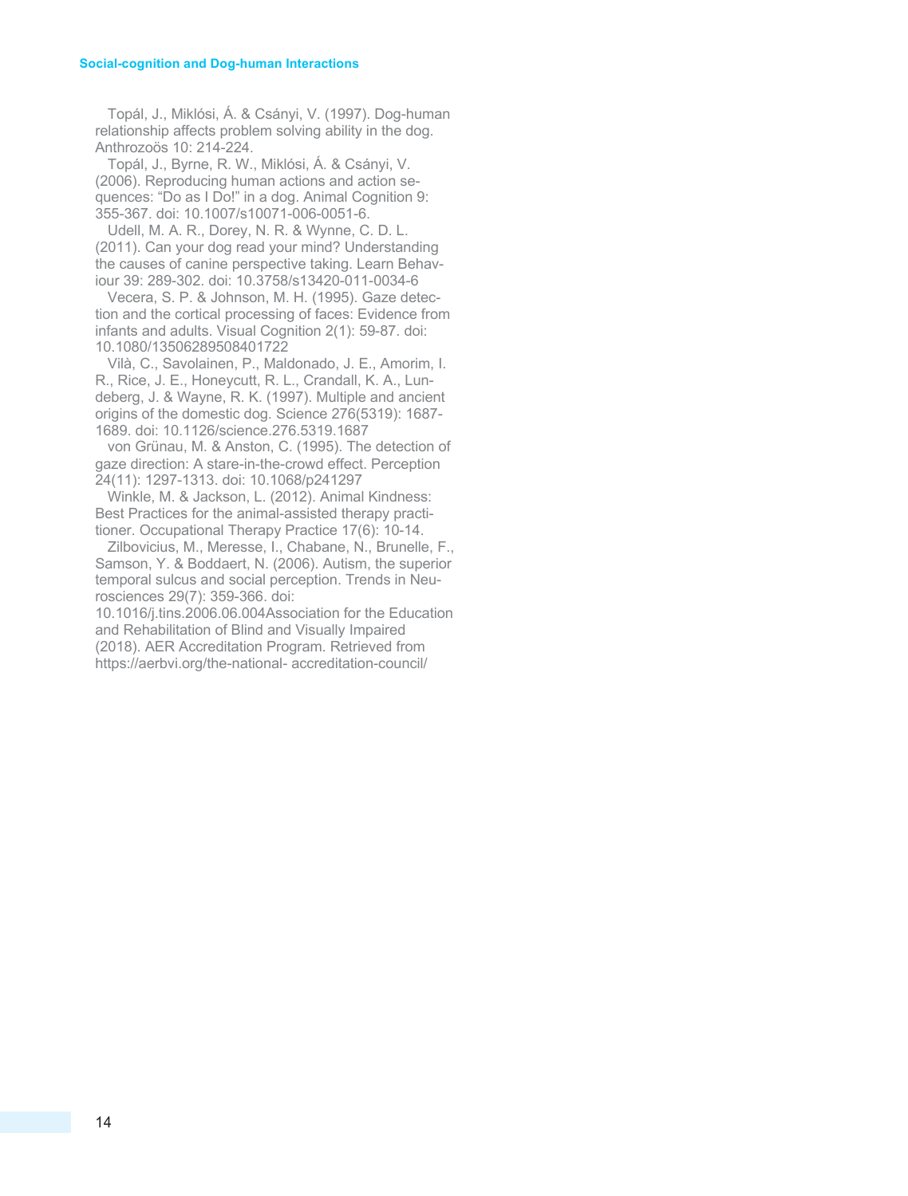Topál, J., Miklósi, Á. & Csányi, V. (1997). Dog-human relationship affects problem solving ability in the dog. Anthrozoös 10: 214-224.

Topál, J., Byrne, R. W., Miklósi, Á. & Csányi, V. (2006). Reproducing human actions and action sequences: "Do as I Do!" in a dog. Animal Cognition 9: 355-367. doi: 10.1007/s10071-006-0051-6.

Udell, M. A. R., Dorey, N. R. & Wynne, C. D. L. (2011). Can your dog read your mind? Understanding the causes of canine perspective taking. Learn Behaviour 39: 289-302. doi: 10.3758/s13420-011-0034-6

Vecera, S. P. & Johnson, M. H. (1995). Gaze detection and the cortical processing of faces: Evidence from infants and adults. Visual Cognition 2(1): 59-87. doi: 10.1080/13506289508401722

Vilà, C., Savolainen, P., Maldonado, J. E., Amorim, I. R., Rice, J. E., Honeycutt, R. L., Crandall, K. A., Lundeberg, J. & Wayne, R. K. (1997). Multiple and ancient origins of the domestic dog. Science 276(5319): 1687-1689. doi: 10.1126/science.276.5319.1687

von Grünau, M. & Anston, C. (1995). The detection of gaze direction: A stare-in-the-crowd effect. Perception 24(11): 1297-1313. doi: 10.1068/p241297

Winkle, M. & Jackson, L. (2012). Animal Kindness: Best Practices for the animal-assisted therapy practitioner. Occupational Therapy Practice 17(6): 10-14.

Zilbovicius, M., Meresse, I., Chabane, N., Brunelle, F., Samson, Y. & Boddaert, N. (2006). Autism, the superior temporal sulcus and social perception. Trends in Neurosciences 29(7): 359-366. doi: 10.1016/j.tins.2006.06.004Association for the Education and Rehabilitation of Blind and Visually Impaired (2018). AER Accreditation Program. Retrieved from https://aerbvi.org/the-national- accreditation-council/